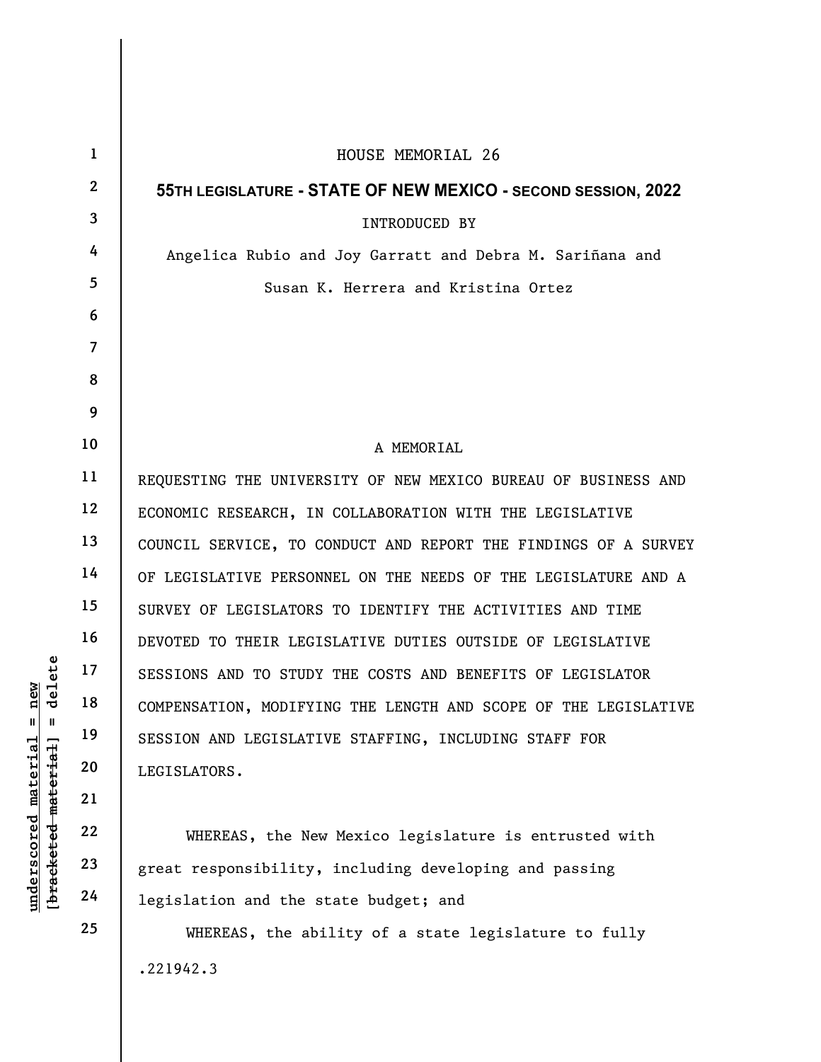HOUSE MEMORIAL 26

**55TH LEGISLATURE - STATE OF NEW MEXICO - SECOND SESSION, 2022**

INTRODUCED BY

Angelica Rubio and Joy Garratt and Debra M. Sariñana and Susan K. Herrera and Kristina Ortez

A MEMORIAL

REQUESTING THE UNIVERSITY OF NEW MEXICO BUREAU OF BUSINESS AND ECONOMIC RESEARCH, IN COLLABORATION WITH THE LEGISLATIVE COUNCIL SERVICE, TO CONDUCT AND REPORT THE FINDINGS OF A SURVEY OF LEGISLATIVE PERSONNEL ON THE NEEDS OF THE LEGISLATURE AND A SURVEY OF LEGISLATORS TO IDENTIFY THE ACTIVITIES AND TIME DEVOTED TO THEIR LEGISLATIVE DUTIES OUTSIDE OF LEGISLATIVE SESSIONS AND TO STUDY THE COSTS AND BENEFITS OF LEGISLATOR COMPENSATION, MODIFYING THE LENGTH AND SCOPE OF THE LEGISLATIVE SESSION AND LEGISLATIVE STAFFING, INCLUDING STAFF FOR LEGISLATORS.

WHEREAS, the New Mexico legislature is entrusted with great responsibility, including developing and passing legislation and the state budget; and

WHEREAS, the ability of a state legislature to fully

.221942.3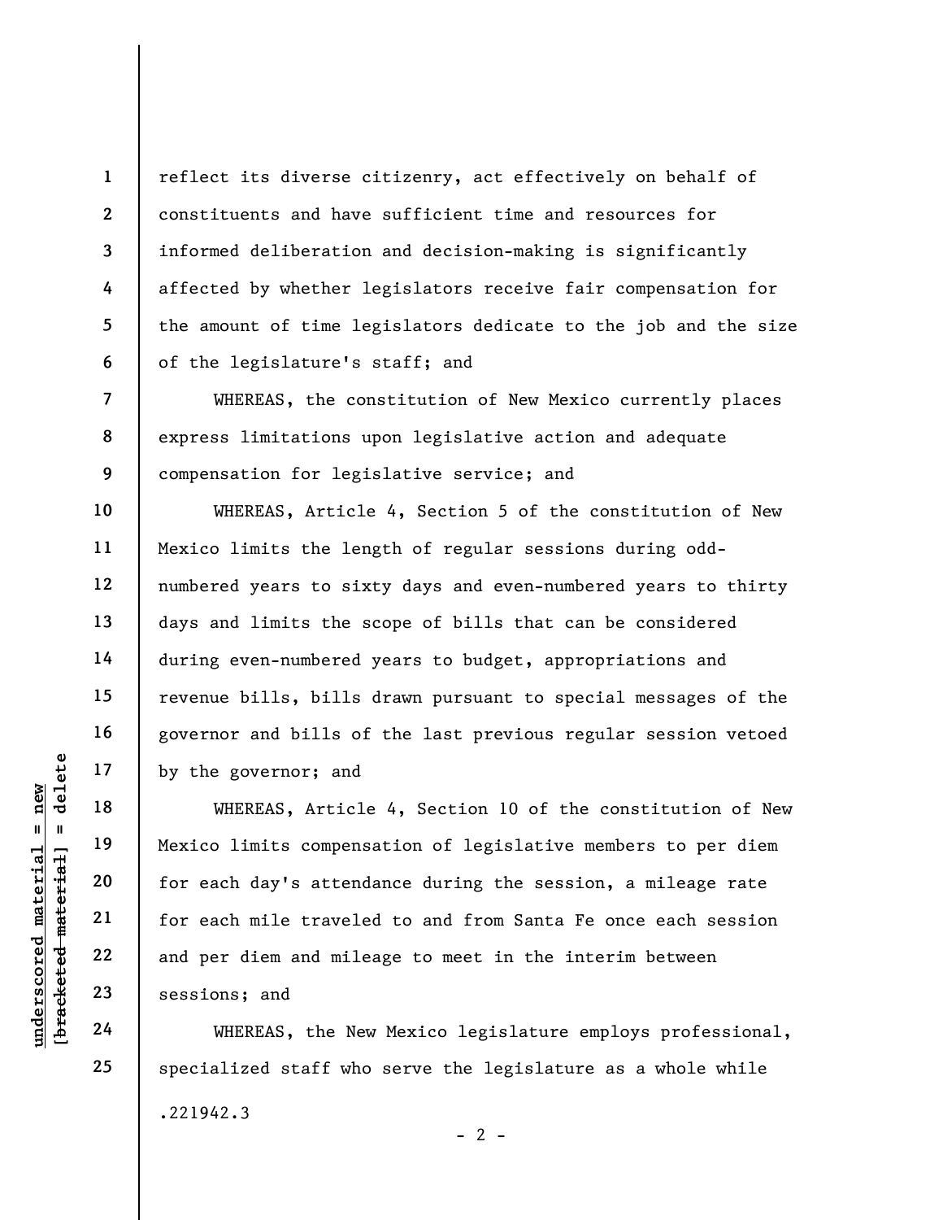reflect its diverse citizenry, act effectively on behalf of constituents and have sufficient time and resources for informed deliberation and decision-making is significantly affected by whether legislators receive fair compensation for the amount of time legislators dedicate to the job and the size of the legislature's staff; and

WHEREAS, the constitution of New Mexico currently places express limitations upon legislative action and adequate compensation for legislative service; and

WHEREAS, Article 4, Section 5 of the constitution of New Mexico limits the length of regular sessions during odd-numbered years to sixty days and even-numbered years to thirty days and limits the scope of bills that can be considered during even-numbered years to budget, appropriations and revenue bills, bills drawn pursuant to special messages of the governor and bills of the last previous regular session vetoed by the governor; and

WHEREAS, Article 4, Section 10 of the constitution of New Mexico limits compensation of legislative members to per diem for each day's attendance during the session, a mileage rate for each mile traveled to and from Santa Fe once each session and per diem and mileage to meet in the interim between sessions; and

WHEREAS, the New Mexico legislature employs professional, specialized staff who serve the legislature as a whole while

.221942.3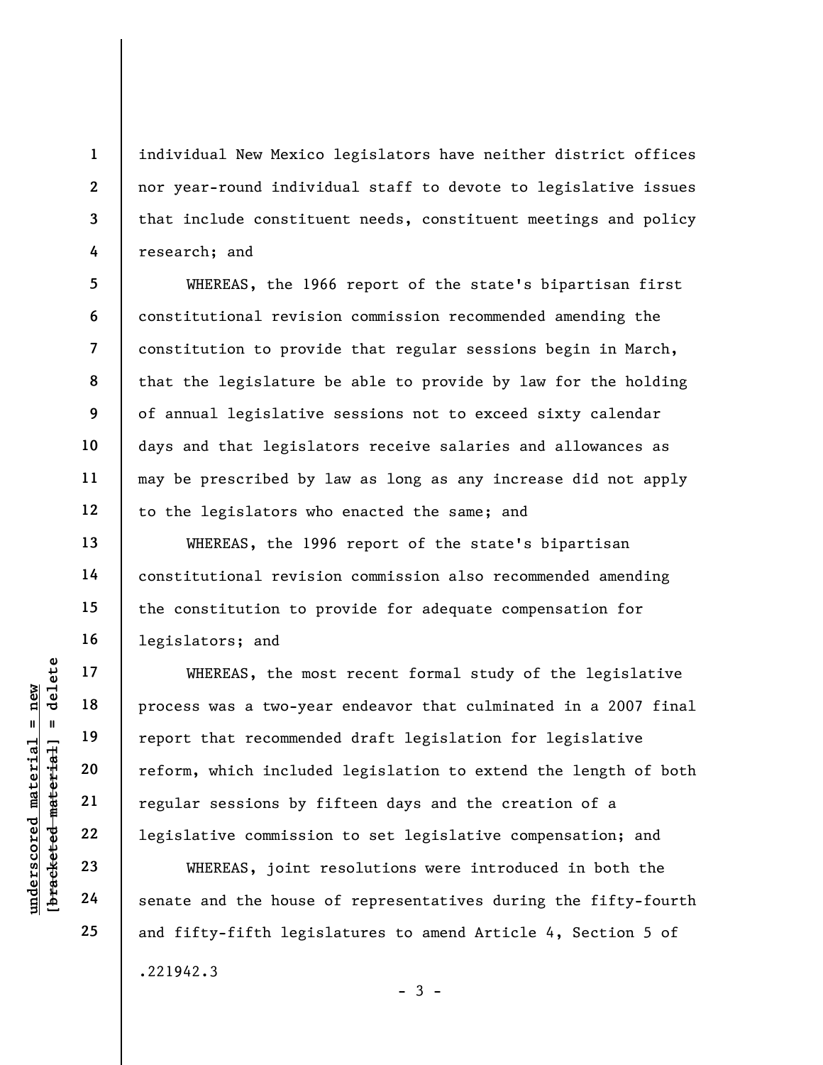individual New Mexico legislators have neither district offices nor year-round individual staff to devote to legislative issues that include constituent needs, constituent meetings and policy research; and

WHEREAS, the 1966 report of the state's bipartisan first constitutional revision commission recommended amending the constitution to provide that regular sessions begin in March, that the legislature be able to provide by law for the holding of annual legislative sessions not to exceed sixty calendar days and that legislators receive salaries and allowances as may be prescribed by law as long as any increase did not apply to the legislators who enacted the same; and

WHEREAS, the 1996 report of the state's bipartisan constitutional revision commission also recommended amending the constitution to provide for adequate compensation for legislators; and

WHEREAS, the most recent formal study of the legislative process was a two-year endeavor that culminated in a 2007 final report that recommended draft legislation for legislative reform, which included legislation to extend the length of both regular sessions by fifteen days and the creation of a legislative commission to set legislative compensation; and

WHEREAS, joint resolutions were introduced in both the senate and the house of representatives during the fifty-fourth and fifty-fifth legislatures to amend Article 4, Section 5 of

.221942.3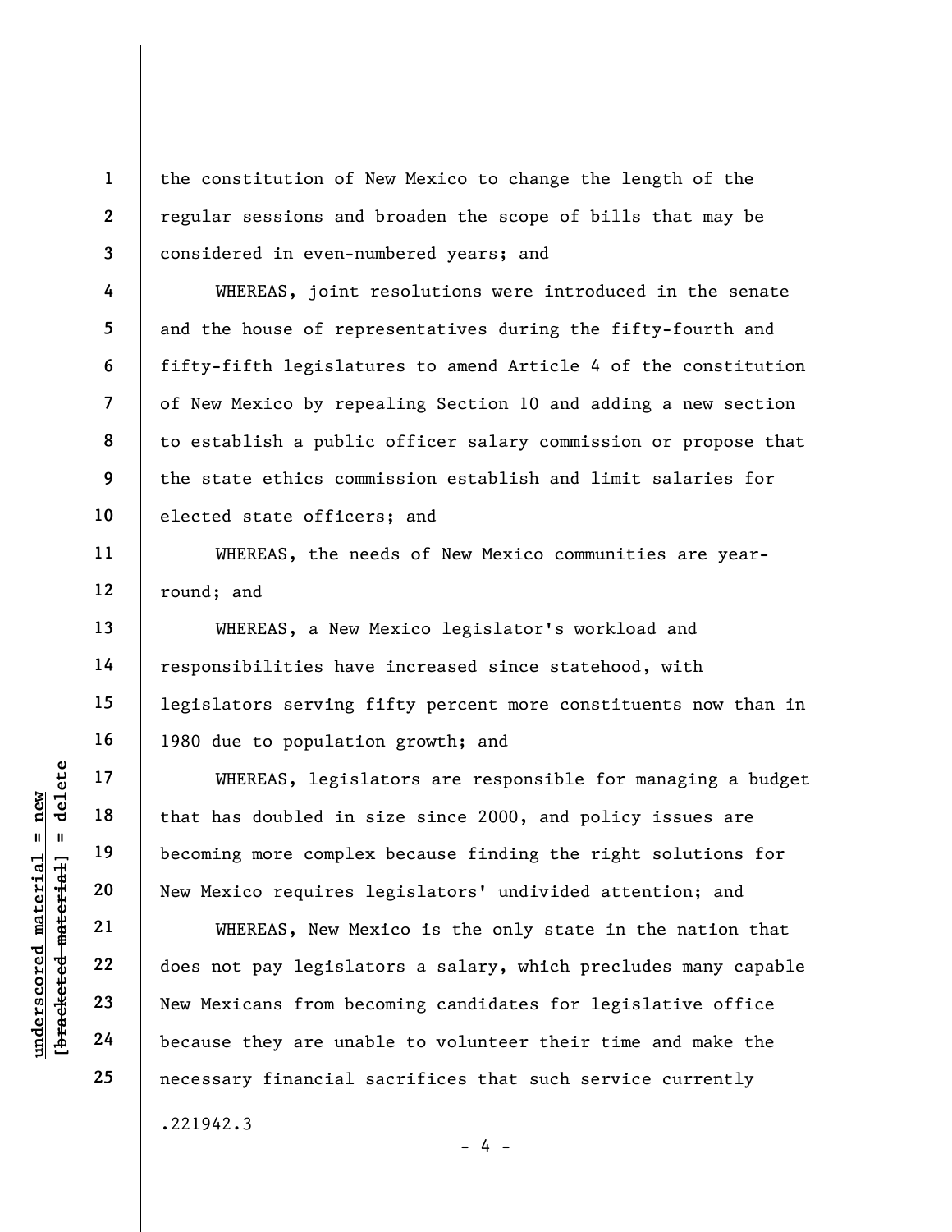the constitution of New Mexico to change the length of the regular sessions and broaden the scope of bills that may be considered in even-numbered years; and

WHEREAS, joint resolutions were introduced in the senate and the house of representatives during the fifty-fourth and fifty-fifth legislatures to amend Article 4 of the constitution of New Mexico by repealing Section 10 and adding a new section to establish a public officer salary commission or propose that the state ethics commission establish and limit salaries for elected state officers; and

WHEREAS, the needs of New Mexico communities are year-round; and

WHEREAS, a New Mexico legislator's workload and responsibilities have increased since statehood, with legislators serving fifty percent more constituents now than in 1980 due to population growth; and

WHEREAS, legislators are responsible for managing a budget that has doubled in size since 2000, and policy issues are becoming more complex because finding the right solutions for New Mexico requires legislators' undivided attention; and

WHEREAS, New Mexico is the only state in the nation that does not pay legislators a salary, which precludes many capable New Mexicans from becoming candidates for legislative office because they are unable to volunteer their time and make the necessary financial sacrifices that such service currently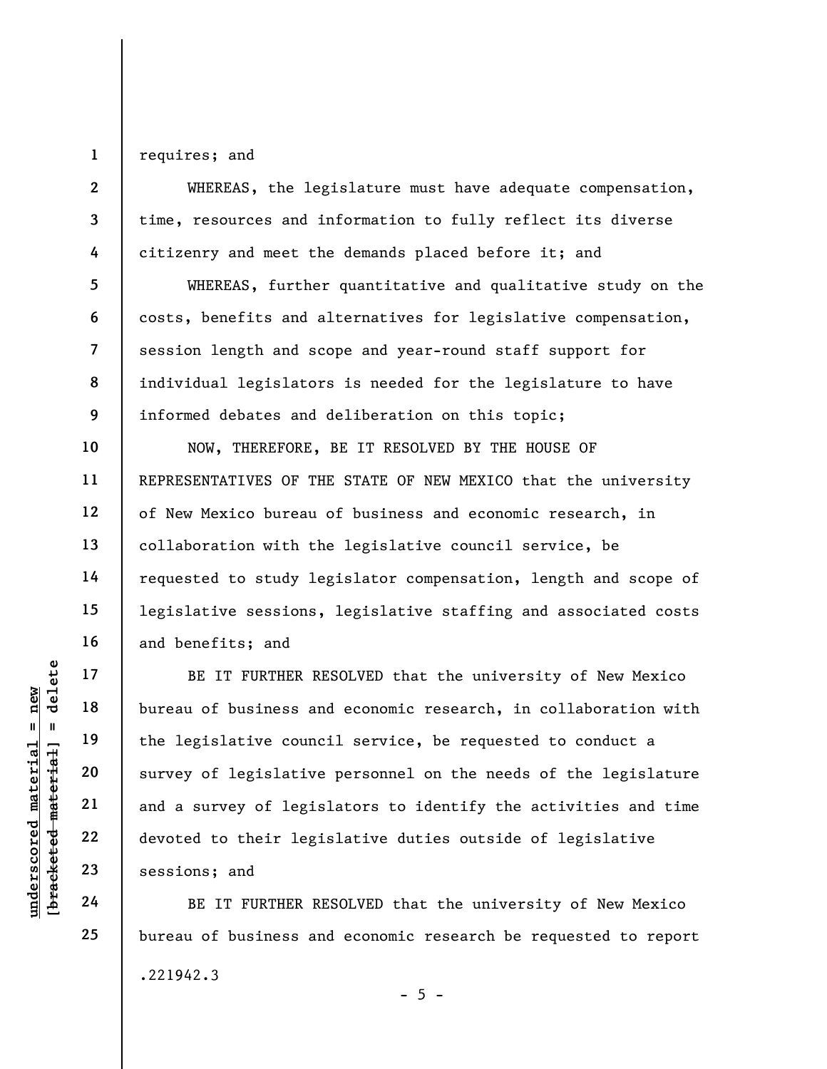requires; and

WHEREAS, the legislature must have adequate compensation, time, resources and information to fully reflect its diverse citizenry and meet the demands placed before it; and

WHEREAS, further quantitative and qualitative study on the costs, benefits and alternatives for legislative compensation, session length and scope and year-round staff support for individual legislators is needed for the legislature to have informed debates and deliberation on this topic;

NOW, THEREFORE, BE IT RESOLVED BY THE HOUSE OF REPRESENTATIVES OF THE STATE OF NEW MEXICO that the university of New Mexico bureau of business and economic research, in collaboration with the legislative council service, be requested to study legislator compensation, length and scope of legislative sessions, legislative staffing and associated costs and benefits; and

BE IT FURTHER RESOLVED that the university of New Mexico bureau of business and economic research, in collaboration with the legislative council service, be requested to conduct a survey of legislative personnel on the needs of the legislature and a survey of legislators to identify the activities and time devoted to their legislative duties outside of legislative sessions; and

BE IT FURTHER RESOLVED that the university of New Mexico bureau of business and economic research be requested to report

.221942.3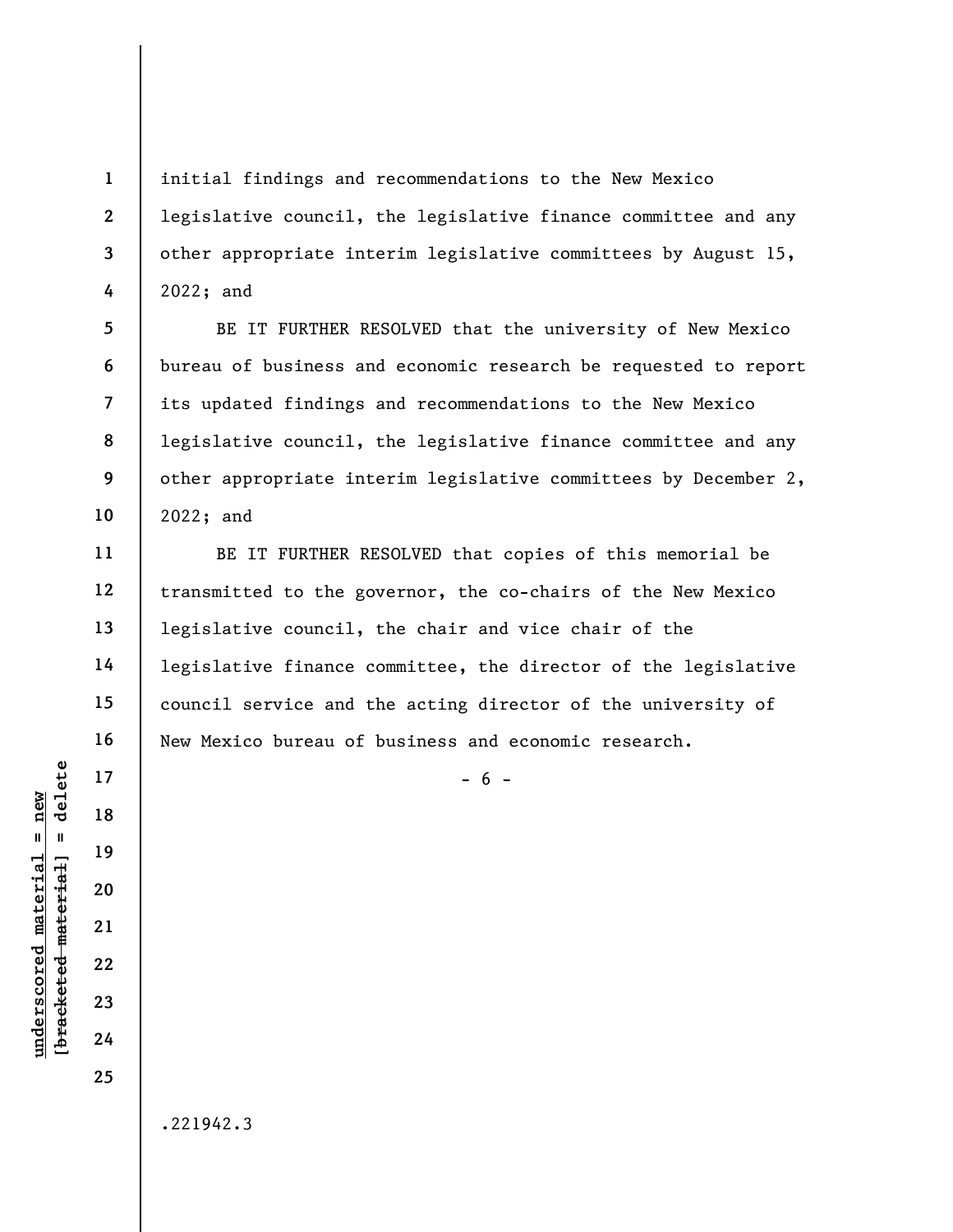initial findings and recommendations to the New Mexico legislative council, the legislative finance committee and any other appropriate interim legislative committees by August 15, 2022; and

BE IT FURTHER RESOLVED that the university of New Mexico bureau of business and economic research be requested to report its updated findings and recommendations to the New Mexico legislative council, the legislative finance committee and any other appropriate interim legislative committees by December 2, 2022; and

BE IT FURTHER RESOLVED that copies of this memorial be transmitted to the governor, the co-chairs of the New Mexico legislative council, the chair and vice chair of the legislative finance committee, the director of the legislative council service and the acting director of the university of New Mexico bureau of business and economic research.

.221942.3